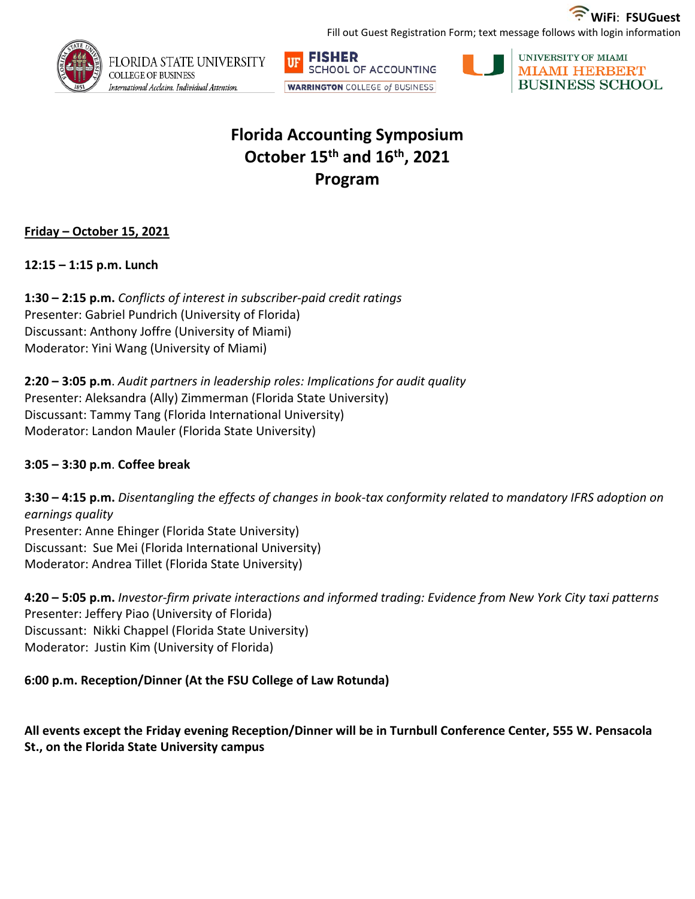WiFi: FSUGuest

Fill out Guest Registration Form; text message follows with login information

FLORIDA STATE UNIVERSITY
COLLEGE OF BUSINESS
*International Acclaim. Individual Attention.*

UF FISHER SCHOOL OF ACCOUNTING
WARRINGTON COLLEGE of BUSINESS

UNIVERSITY OF MIAMI
MIAMI HERBERT BUSINESS SCHOOL

# Florida Accounting Symposium
# October 15th and 16th, 2021
# Program

**Friday – October 15, 2021**

**12:15 – 1:15 p.m. Lunch**

**1:30 – 2:15 p.m.** *Conflicts of interest in subscriber-paid credit ratings*
Presenter: Gabriel Pundrich (University of Florida)
Discussant: Anthony Joffre (University of Miami)
Moderator: Yini Wang (University of Miami)

**2:20 – 3:05 p.m**. *Audit partners in leadership roles: Implications for audit quality*
Presenter: Aleksandra (Ally) Zimmerman (Florida State University)
Discussant: Tammy Tang (Florida International University)
Moderator: Landon Mauler (Florida State University)

**3:05 – 3:30 p.m**. **Coffee break**

**3:30 – 4:15 p.m.** *Disentangling the effects of changes in book-tax conformity related to mandatory IFRS adoption on earnings quality*
Presenter: Anne Ehinger (Florida State University)
Discussant: Sue Mei (Florida International University)
Moderator: Andrea Tillet (Florida State University)

**4:20 – 5:05 p.m.** *Investor-firm private interactions and informed trading: Evidence from New York City taxi patterns*
Presenter: Jeffery Piao (University of Florida)
Discussant: Nikki Chappel (Florida State University)
Moderator: Justin Kim (University of Florida)

**6:00 p.m. Reception/Dinner (At the FSU College of Law Rotunda)**

**All events except the Friday evening Reception/Dinner will be in Turnbull Conference Center, 555 W. Pensacola St., on the Florida State University campus**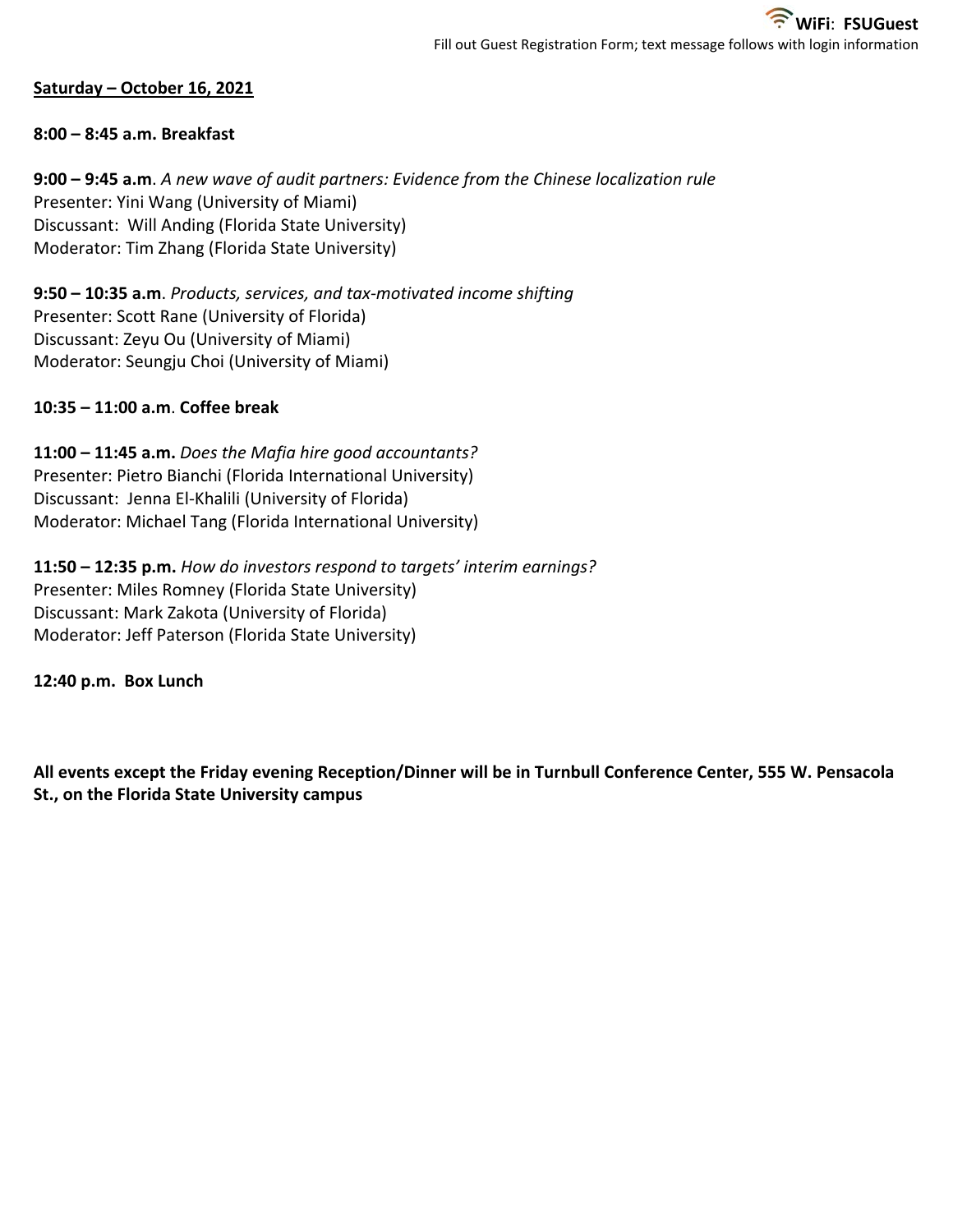**WiFi: FSUGuest**

Fill out Guest Registration Form; text message follows with login information

**Saturday – October 16, 2021**

**8:00 – 8:45 a.m. Breakfast**

**9:00 – 9:45 a.m**. *A new wave of audit partners: Evidence from the Chinese localization rule*
Presenter: Yini Wang (University of Miami)
Discussant: Will Anding (Florida State University)
Moderator: Tim Zhang (Florida State University)

**9:50 – 10:35 a.m**. *Products, services, and tax-motivated income shifting*
Presenter: Scott Rane (University of Florida)
Discussant: Zeyu Ou (University of Miami)
Moderator: Seungju Choi (University of Miami)

**10:35 – 11:00 a.m**. **Coffee break**

**11:00 – 11:45 a.m.** *Does the Mafia hire good accountants?*
Presenter: Pietro Bianchi (Florida International University)
Discussant: Jenna El-Khalili (University of Florida)
Moderator: Michael Tang (Florida International University)

**11:50 – 12:35 p.m.** *How do investors respond to targets' interim earnings?*
Presenter: Miles Romney (Florida State University)
Discussant: Mark Zakota (University of Florida)
Moderator: Jeff Paterson (Florida State University)

**12:40 p.m. Box Lunch**

**All events except the Friday evening Reception/Dinner will be in Turnbull Conference Center, 555 W. Pensacola St., on the Florida State University campus**